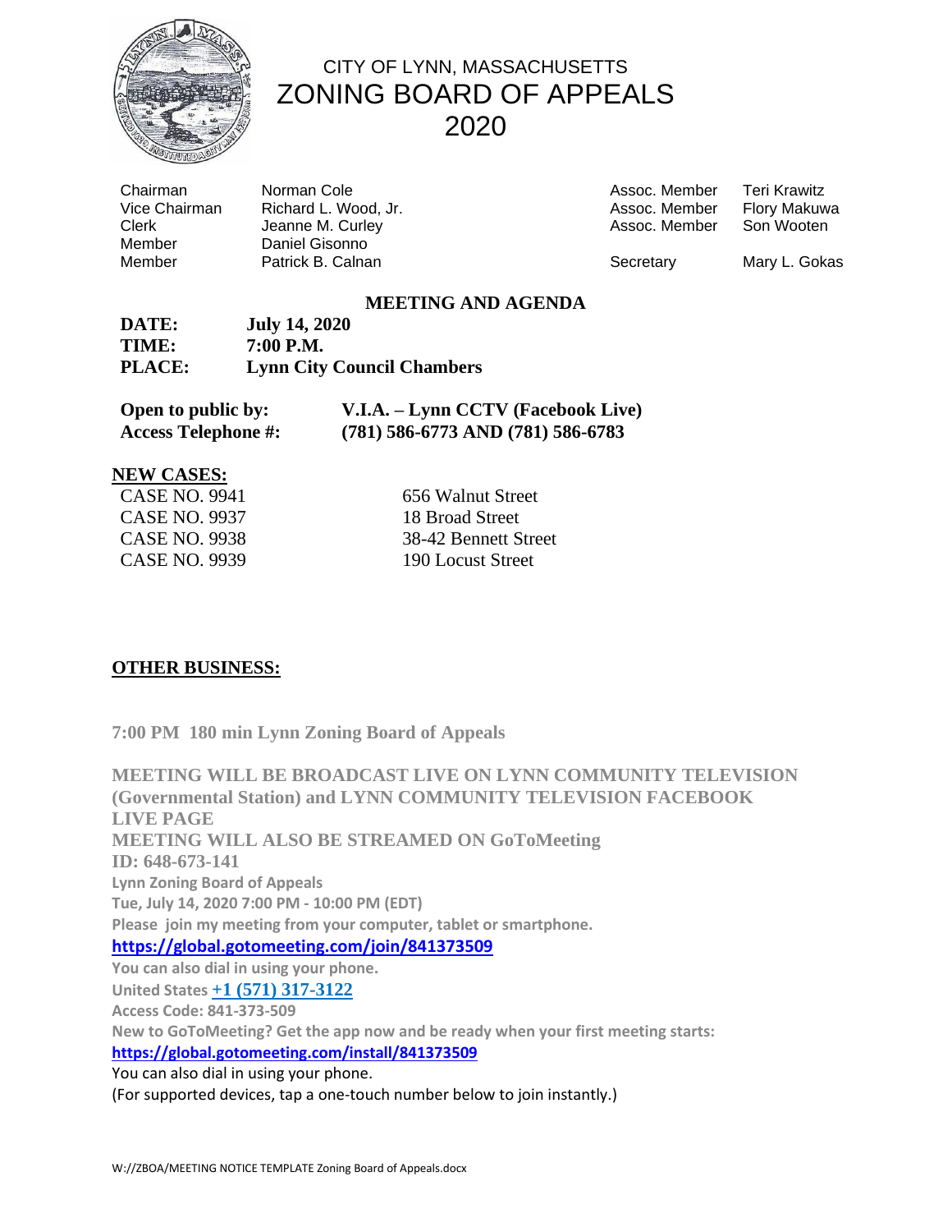# CITY OF LYNN, MASSACHUSETTS
# ZONING BOARD OF APPEALS
# 2020

| | | | |
|---|---|---|---|
| Chairman | Norman Cole | Assoc. Member | Teri Krawitz |
| Vice Chairman | Richard L. Wood, Jr. | Assoc. Member | Flory Makuwa |
| Clerk | Jeanne M. Curley | Assoc. Member | Son Wooten |
| Member | Daniel Gisonno | | |
| Member | Patrick B. Calnan | Secretary | Mary L. Gokas |

## MEETING AND AGENDA

**DATE:** **July 14, 2020**
**TIME:** **7:00 P.M.**
**PLACE:** **Lynn City Council Chambers**

**Open to public by:** **V.I.A. – Lynn CCTV (Facebook Live)**
**Access Telephone #:** **(781) 586-6773 AND (781) 586-6783**

**NEW CASES:**

| | |
|---|---|
| CASE NO. 9941 | 656 Walnut Street |
| CASE NO. 9937 | 18 Broad Street |
| CASE NO. 9938 | 38-42 Bennett Street |
| CASE NO. 9939 | 190 Locust Street |

**OTHER BUSINESS:**

**7:00 PM 180 min Lynn Zoning Board of Appeals**

**MEETING WILL BE BROADCAST LIVE ON LYNN COMMUNITY TELEVISION (Governmental Station) and LYNN COMMUNITY TELEVISION FACEBOOK LIVE PAGE**
**MEETING WILL ALSO BE STREAMED ON GoToMeeting**
**ID: 648-673-141**
**Lynn Zoning Board of Appeals**
**Tue, July 14, 2020 7:00 PM - 10:00 PM (EDT)**
**Please join my meeting from your computer, tablet or smartphone.**
**https://global.gotomeeting.com/join/841373509**
**You can also dial in using your phone.**
**United States +1 (571) 317-3122**
**Access Code: 841-373-509**
**New to GoToMeeting? Get the app now and be ready when your first meeting starts:**
**https://global.gotomeeting.com/install/841373509**
You can also dial in using your phone.
(For supported devices, tap a one-touch number below to join instantly.)

W://ZBOA/MEETING NOTICE TEMPLATE Zoning Board of Appeals.docx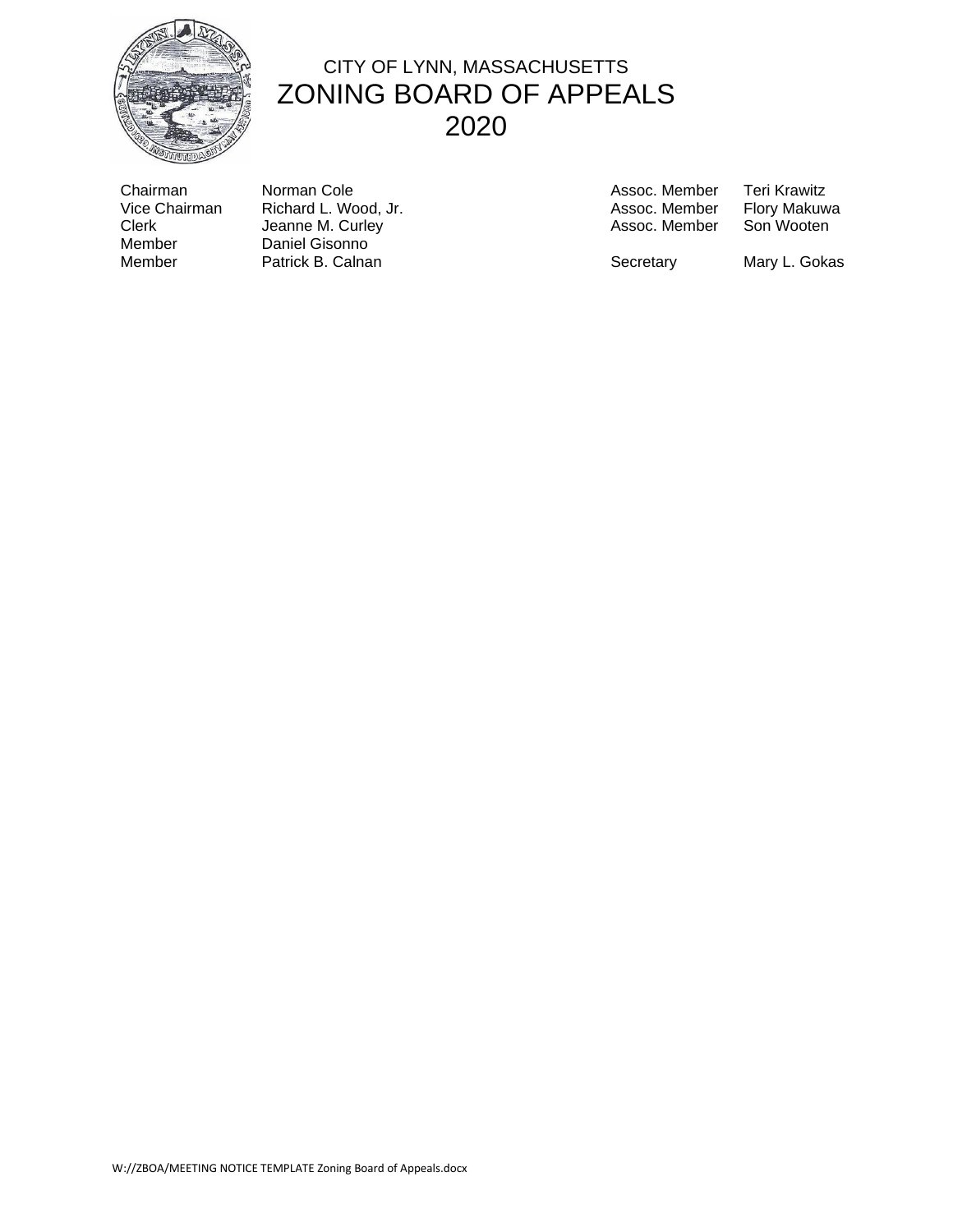CITY OF LYNN, MASSACHUSETTS

# ZONING BOARD OF APPEALS

2020

| | | | |
|---|---|---|---|
| Chairman | Norman Cole | Assoc. Member | Teri Krawitz |
| Vice Chairman | Richard L. Wood, Jr. | Assoc. Member | Flory Makuwa |
| Clerk | Jeanne M. Curley | Assoc. Member | Son Wooten |
| Member | Daniel Gisonno | | |
| Member | Patrick B. Calnan | Secretary | Mary L. Gokas |

W://ZBOA/MEETING NOTICE TEMPLATE Zoning Board of Appeals.docx